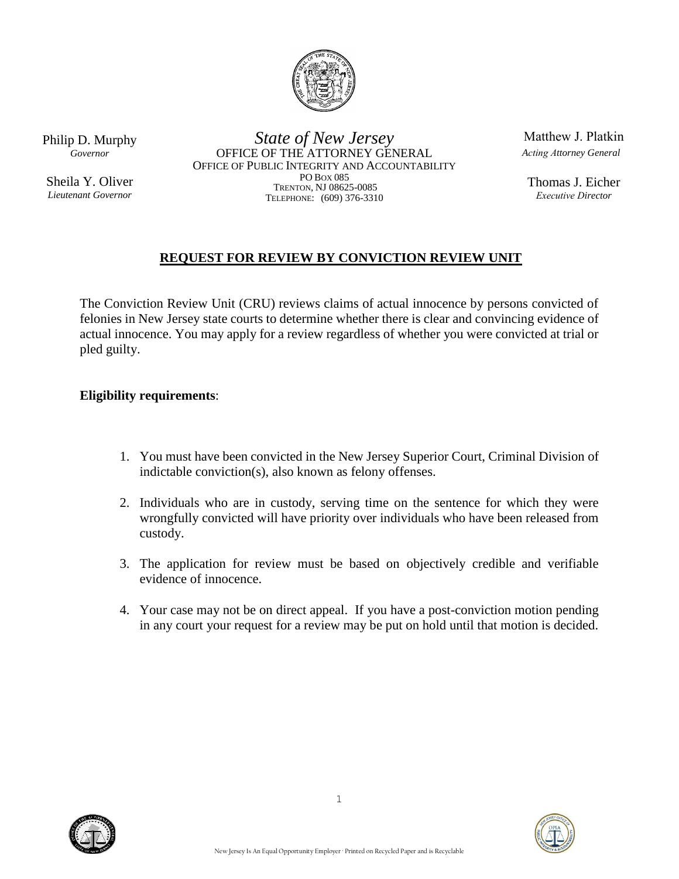Philip D. Murphy
*Governor*

Sheila Y. Oliver
*Lieutenant Governor*

*State of New Jersey*
OFFICE OF THE ATTORNEY GENERAL
OFFICE OF PUBLIC INTEGRITY AND ACCOUNTABILITY
PO BOX 085
TRENTON, NJ 08625-0085
TELEPHONE: (609) 376-3310

Matthew J. Platkin
*Acting Attorney General*

Thomas J. Eicher
*Executive Director*

## REQUEST FOR REVIEW BY CONVICTION REVIEW UNIT

The Conviction Review Unit (CRU) reviews claims of actual innocence by persons convicted of felonies in New Jersey state courts to determine whether there is clear and convincing evidence of actual innocence. You may apply for a review regardless of whether you were convicted at trial or pled guilty.

**Eligibility requirements**:

1. You must have been convicted in the New Jersey Superior Court, Criminal Division of indictable conviction(s), also known as felony offenses.

2. Individuals who are in custody, serving time on the sentence for which they were wrongfully convicted will have priority over individuals who have been released from custody.

3. The application for review must be based on objectively credible and verifiable evidence of innocence.

4. Your case may not be on direct appeal. If you have a post-conviction motion pending in any court your request for a review may be put on hold until that motion is decided.

New Jersey Is An Equal Opportunity Employer · Printed on Recycled Paper and is Recyclable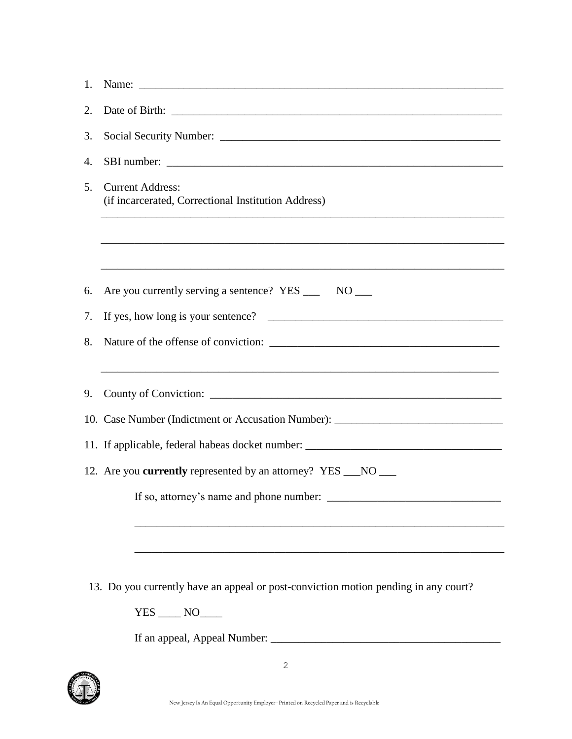1. Name: ___________________________________________________________________

2. Date of Birth: ______________________________________________________________

3. Social Security Number: ____________________________________________________

4. SBI number: _______________________________________________________________

5. Current Address:
   (if incarcerated, Correctional Institution Address)

   _________________________________________________________________________

   _________________________________________________________________________

   _________________________________________________________________________

6. Are you currently serving a sentence? YES ___ NO ___

7. If yes, how long is your sentence? ________________________________________

8. Nature of the offense of conviction: ______________________________________

   _________________________________________________________________________

9. County of Conviction: _______________________________________________________

10. Case Number (Indictment or Accusation Number): ____________________________

11. If applicable, federal habeas docket number: ___________________________________

12. Are you **currently** represented by an attorney? YES ___NO ___

    If so, attorney's name and phone number: ______________________________

    _________________________________________________________________________

    _________________________________________________________________________

13. Do you currently have an appeal or post-conviction motion pending in any court?

    YES ____ NO____

    If an appeal, Appeal Number: ________________________________________

New Jersey Is An Equal Opportunity Employer · Printed on Recycled Paper and is Recyclable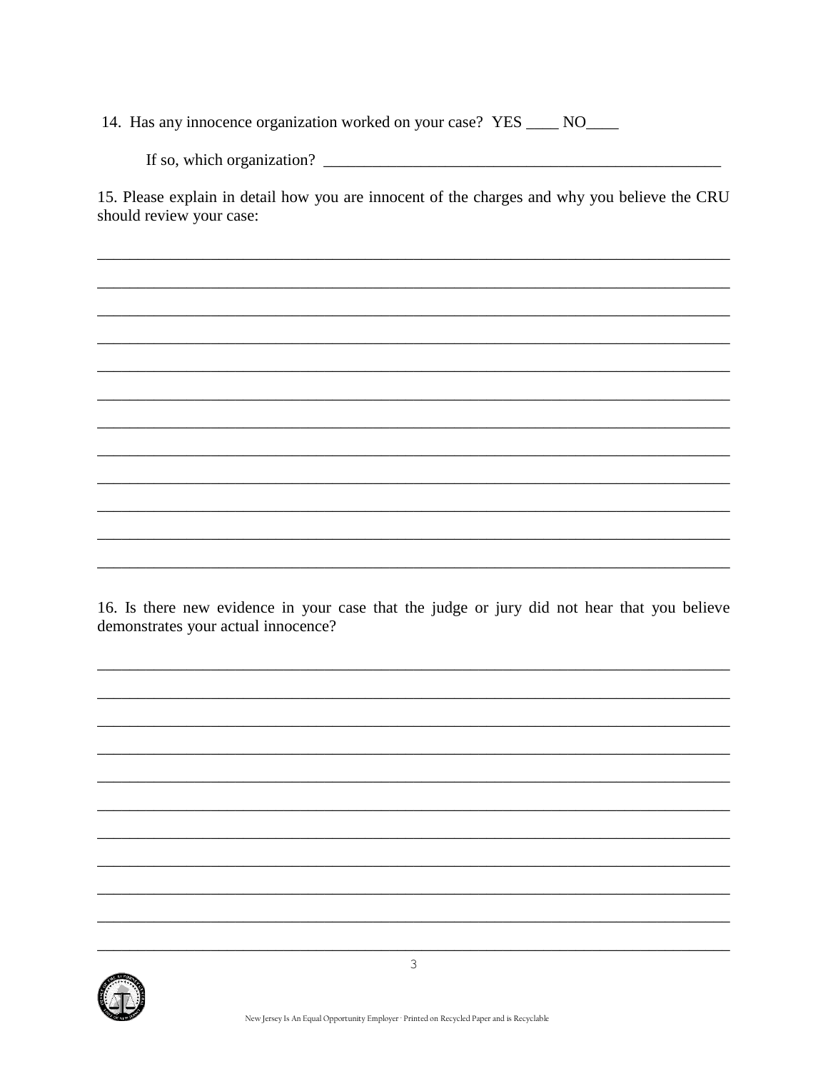14. Has any innocence organization worked on your case? YES ____ NO____

If so, which organization? ___________________________________________________

15. Please explain in detail how you are innocent of the charges and why you believe the CRU should review your case:

________________________________________________________________________________

________________________________________________________________________________

________________________________________________________________________________

________________________________________________________________________________

________________________________________________________________________________

________________________________________________________________________________

________________________________________________________________________________

________________________________________________________________________________

________________________________________________________________________________

________________________________________________________________________________

________________________________________________________________________________

________________________________________________________________________________

16. Is there new evidence in your case that the judge or jury did not hear that you believe demonstrates your actual innocence?

________________________________________________________________________________

________________________________________________________________________________

________________________________________________________________________________

________________________________________________________________________________

________________________________________________________________________________

________________________________________________________________________________

________________________________________________________________________________

________________________________________________________________________________

________________________________________________________________________________

________________________________________________________________________________

________________________________________________________________________________

New Jersey Is An Equal Opportunity Employer · Printed on Recycled Paper and is Recyclable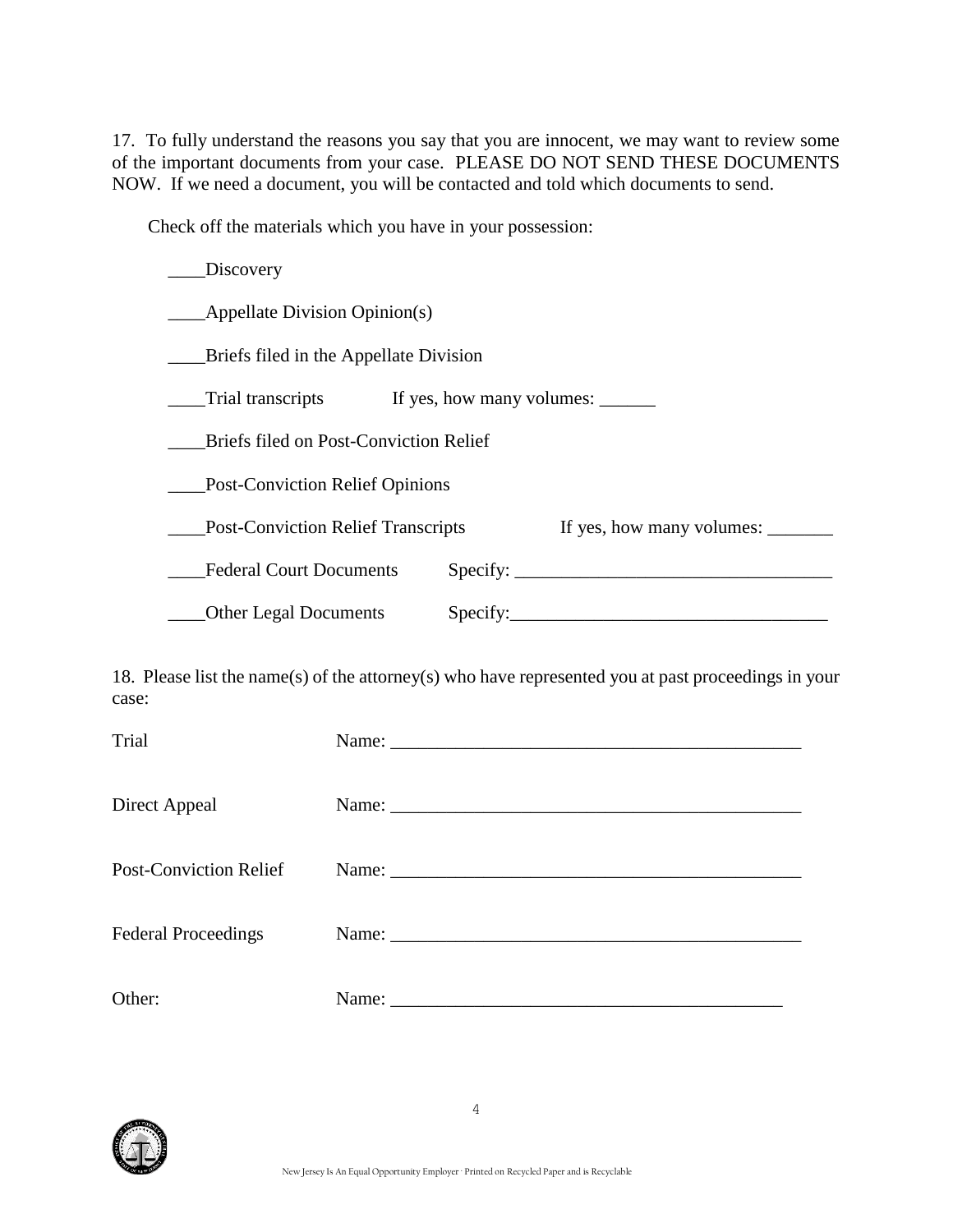17. To fully understand the reasons you say that you are innocent, we may want to review some of the important documents from your case. PLEASE DO NOT SEND THESE DOCUMENTS NOW. If we need a document, you will be contacted and told which documents to send.

Check off the materials which you have in your possession:

____Discovery

____Appellate Division Opinion(s)

____Briefs filed in the Appellate Division

____Trial transcripts If yes, how many volumes: ______

____Briefs filed on Post-Conviction Relief

____Post-Conviction Relief Opinions

____Post-Conviction Relief Transcripts If yes, how many volumes: _______

____Federal Court Documents Specify: __________________________________

____Other Legal Documents Specify:__________________________________

18. Please list the name(s) of the attorney(s) who have represented you at past proceedings in your case:

Trial Name: ____________________________________________

Direct Appeal Name: ____________________________________________

Post-Conviction Relief Name: ____________________________________________

Federal Proceedings Name: ____________________________________________

Other: Name: __________________________________________

New Jersey Is An Equal Opportunity Employer · Printed on Recycled Paper and is Recyclable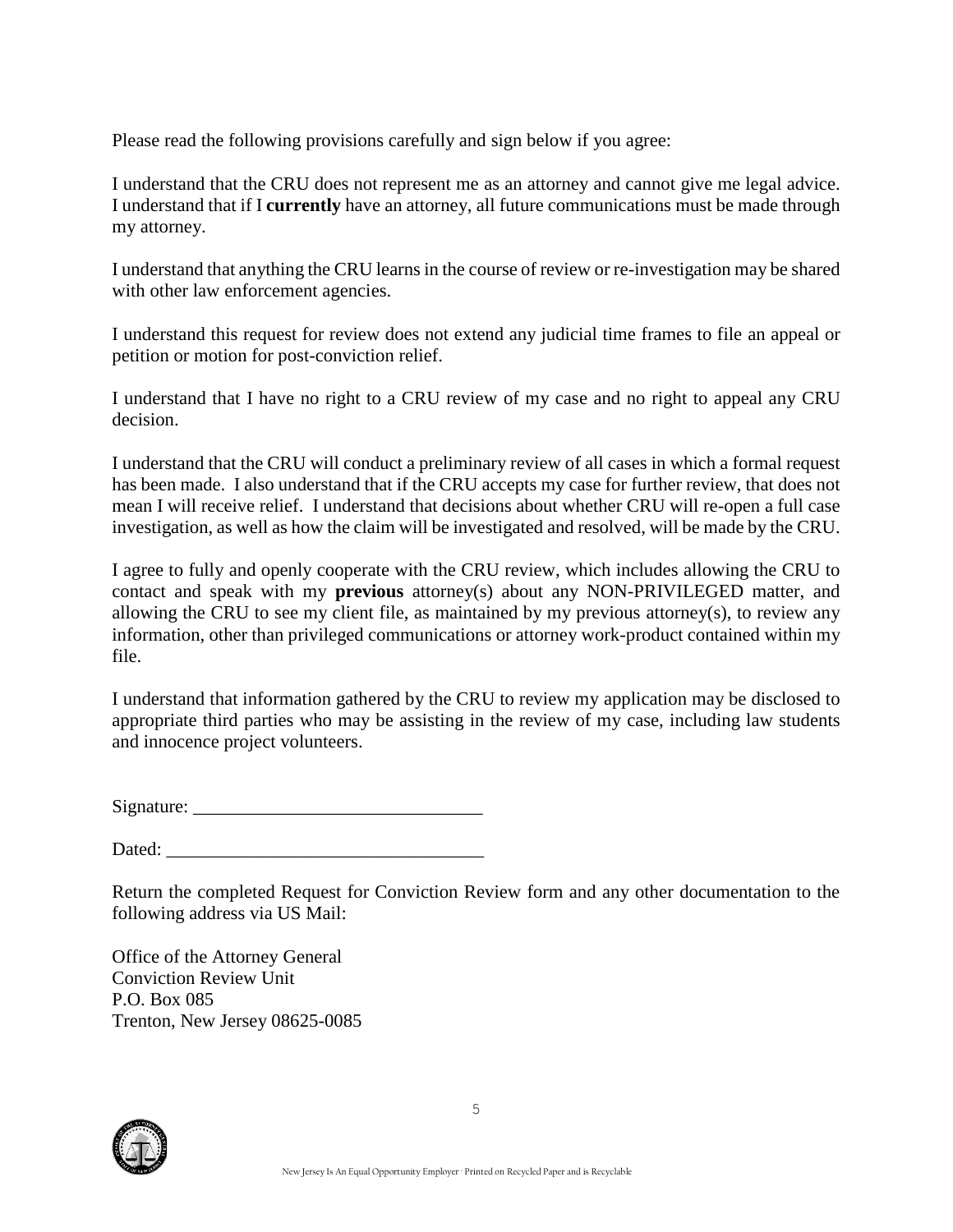Please read the following provisions carefully and sign below if you agree:

I understand that the CRU does not represent me as an attorney and cannot give me legal advice. I understand that if I **currently** have an attorney, all future communications must be made through my attorney.

I understand that anything the CRU learns in the course of review or re-investigation may be shared with other law enforcement agencies.

I understand this request for review does not extend any judicial time frames to file an appeal or petition or motion for post-conviction relief.

I understand that I have no right to a CRU review of my case and no right to appeal any CRU decision.

I understand that the CRU will conduct a preliminary review of all cases in which a formal request has been made. I also understand that if the CRU accepts my case for further review, that does not mean I will receive relief. I understand that decisions about whether CRU will re-open a full case investigation, as well as how the claim will be investigated and resolved, will be made by the CRU.

I agree to fully and openly cooperate with the CRU review, which includes allowing the CRU to contact and speak with my **previous** attorney(s) about any NON-PRIVILEGED matter, and allowing the CRU to see my client file, as maintained by my previous attorney(s), to review any information, other than privileged communications or attorney work-product contained within my file.

I understand that information gathered by the CRU to review my application may be disclosed to appropriate third parties who may be assisting in the review of my case, including law students and innocence project volunteers.

Signature: _______________________________

Dated: __________________________________

Return the completed Request for Conviction Review form and any other documentation to the following address via US Mail:

Office of the Attorney General
Conviction Review Unit
P.O. Box 085
Trenton, New Jersey 08625-0085